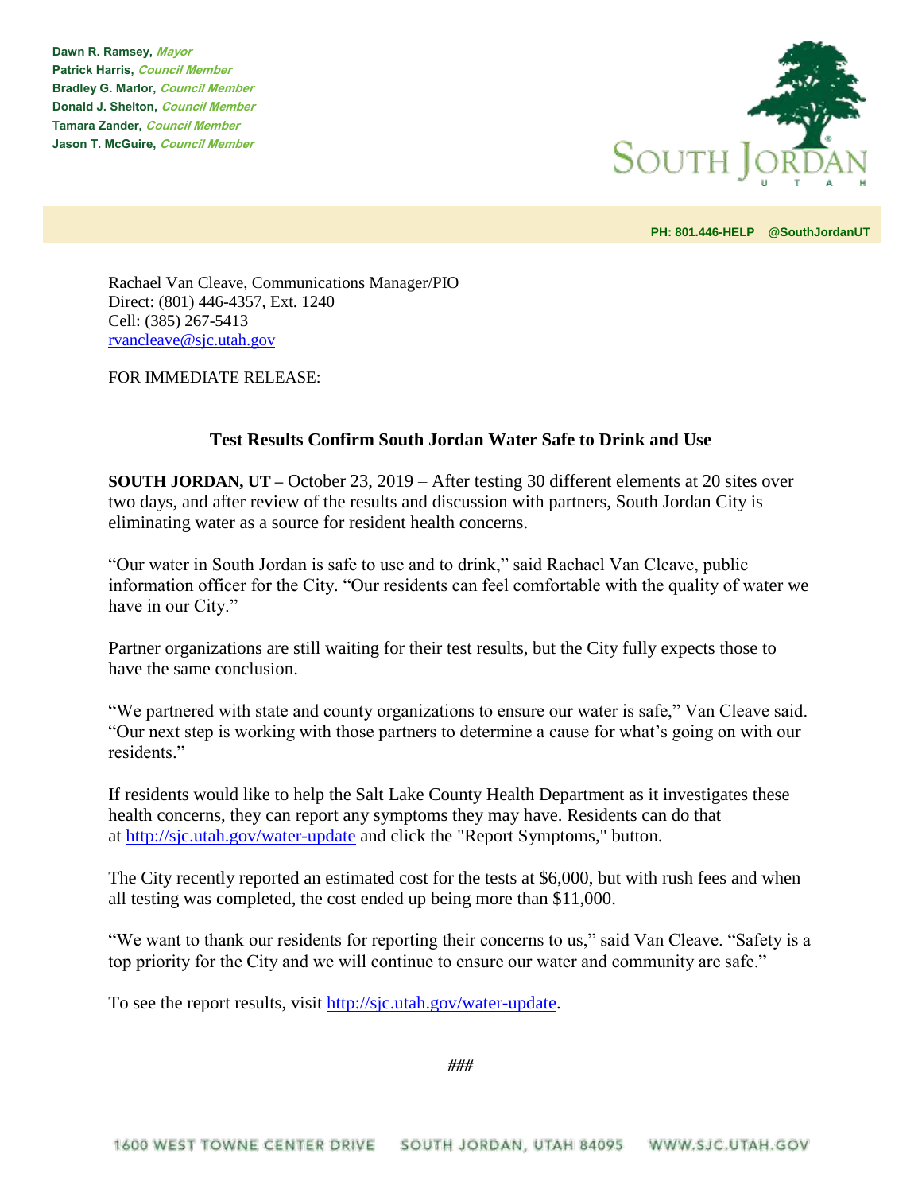**Dawn R. Ramsey,** ***Mayor***
**Patrick Harris,** ***Council Member***
**Bradley G. Marlor,** ***Council Member***
**Donald J. Shelton,** ***Council Member***
**Tamara Zander,** ***Council Member***
**Jason T. McGuire,** ***Council Member***

SOUTH JORDAN
UTAH

**PH: 801.446-HELP @SouthJordanUT**

Rachael Van Cleave, Communications Manager/PIO
Direct: (801) 446-4357, Ext. 1240
Cell: (385) 267-5413
rvancleave@sjc.utah.gov

FOR IMMEDIATE RELEASE:

## Test Results Confirm South Jordan Water Safe to Drink and Use

**SOUTH JORDAN, UT –** October 23, 2019 – After testing 30 different elements at 20 sites over two days, and after review of the results and discussion with partners, South Jordan City is eliminating water as a source for resident health concerns.

"Our water in South Jordan is safe to use and to drink," said Rachael Van Cleave, public information officer for the City. "Our residents can feel comfortable with the quality of water we have in our City."

Partner organizations are still waiting for their test results, but the City fully expects those to have the same conclusion.

"We partnered with state and county organizations to ensure our water is safe," Van Cleave said. "Our next step is working with those partners to determine a cause for what's going on with our residents."

If residents would like to help the Salt Lake County Health Department as it investigates these health concerns, they can report any symptoms they may have. Residents can do that at http://sjc.utah.gov/water-update and click the "Report Symptoms," button.

The City recently reported an estimated cost for the tests at $6,000, but with rush fees and when all testing was completed, the cost ended up being more than $11,000.

"We want to thank our residents for reporting their concerns to us," said Van Cleave. "Safety is a top priority for the City and we will continue to ensure our water and community are safe."

To see the report results, visit http://sjc.utah.gov/water-update.

*###*

1600 WEST TOWNE CENTER DRIVE SOUTH JORDAN, UTAH 84095 WWW.SJC.UTAH.GOV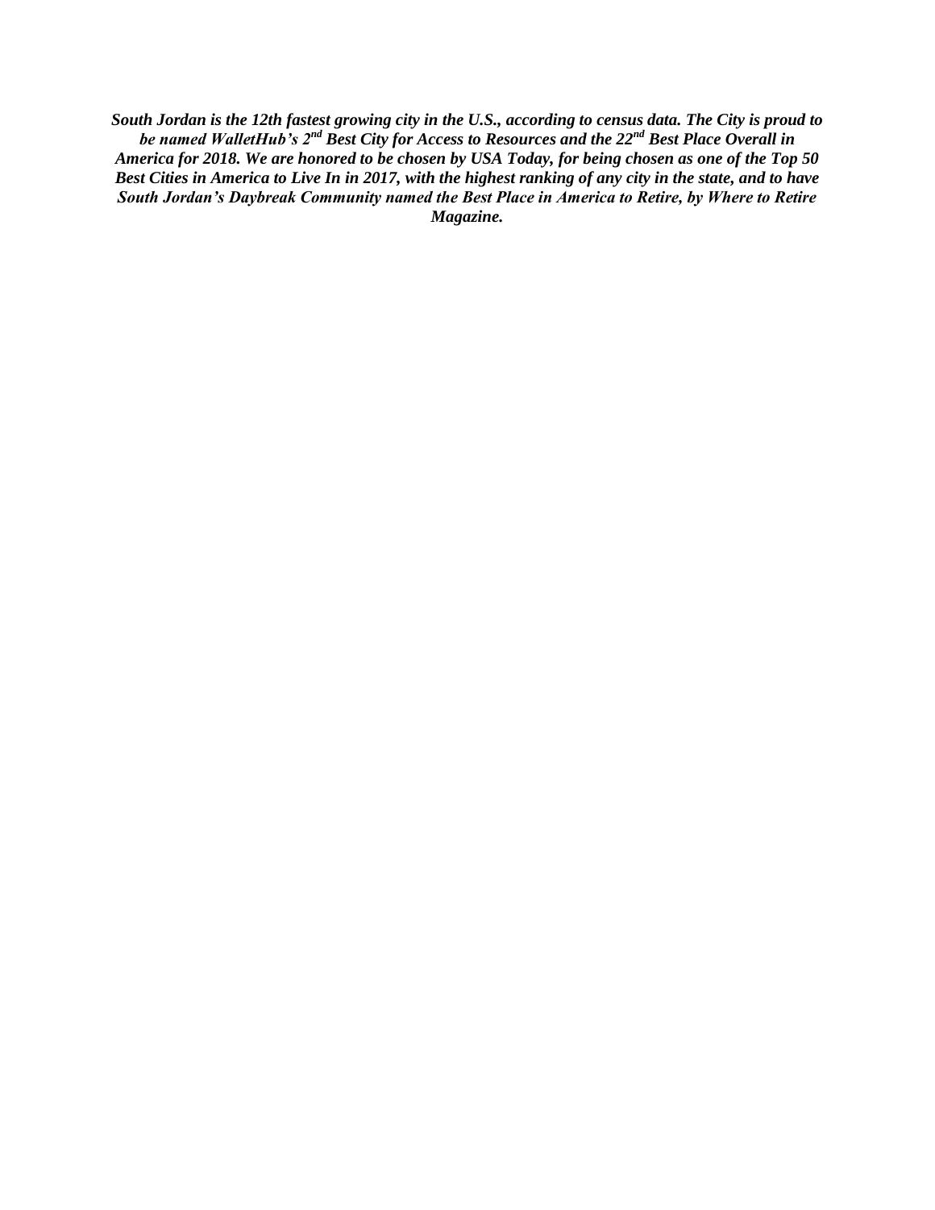***South Jordan is the 12th fastest growing city in the U.S., according to census data. The City is proud to be named WalletHub's 2nd Best City for Access to Resources and the 22nd Best Place Overall in America for 2018. We are honored to be chosen by USA Today, for being chosen as one of the Top 50 Best Cities in America to Live In in 2017, with the highest ranking of any city in the state, and to have South Jordan's Daybreak Community named the Best Place in America to Retire, by Where to Retire Magazine.***